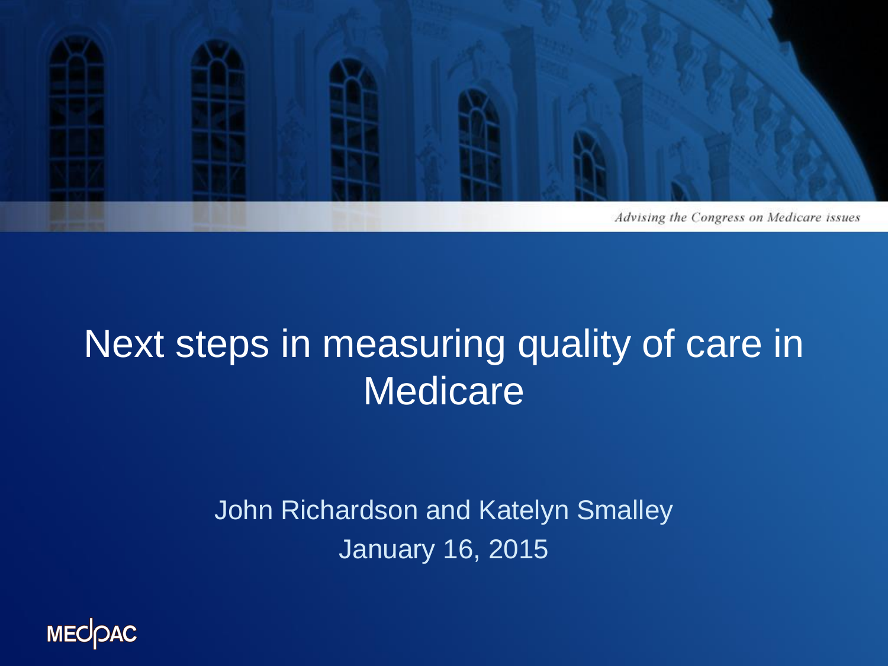*Advising the Congress on Medicare issues*

# Next steps in measuring quality of care in Medicare

John Richardson and Katelyn Smalley

January 16, 2015

MEDPAC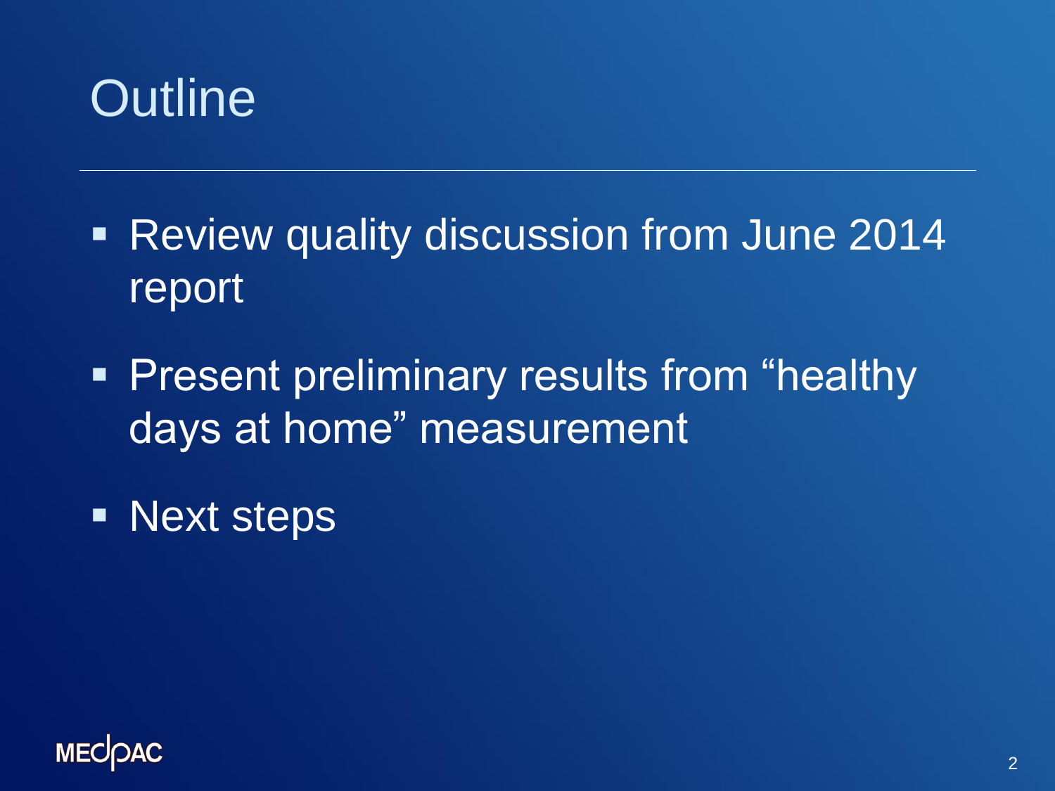# Outline

- Review quality discussion from June 2014 report
- Present preliminary results from “healthy days at home” measurement
- Next steps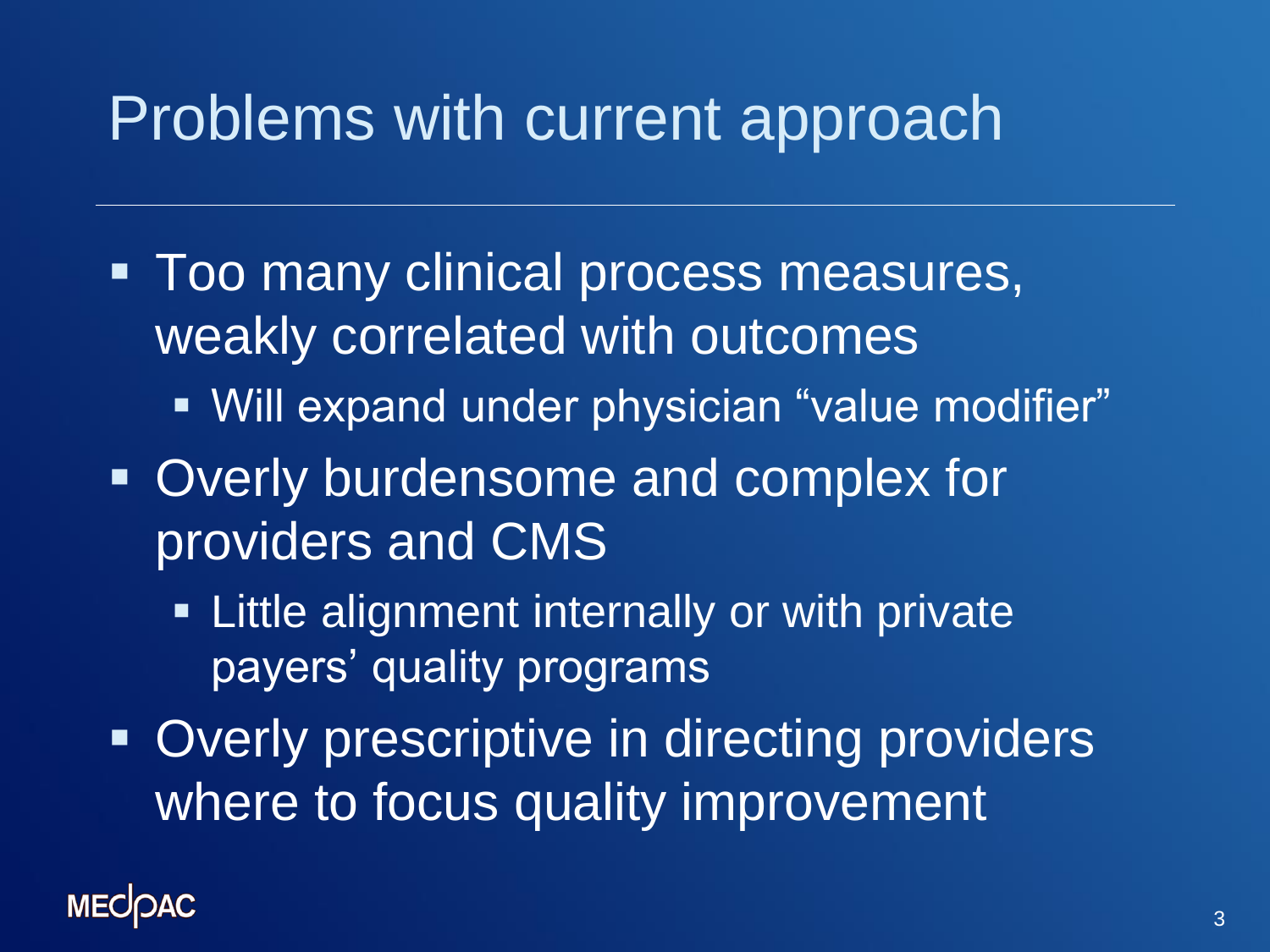# Problems with current approach

- Too many clinical process measures, weakly correlated with outcomes
  - Will expand under physician “value modifier”
- Overly burdensome and complex for providers and CMS
  - Little alignment internally or with private payers’ quality programs
- Overly prescriptive in directing providers where to focus quality improvement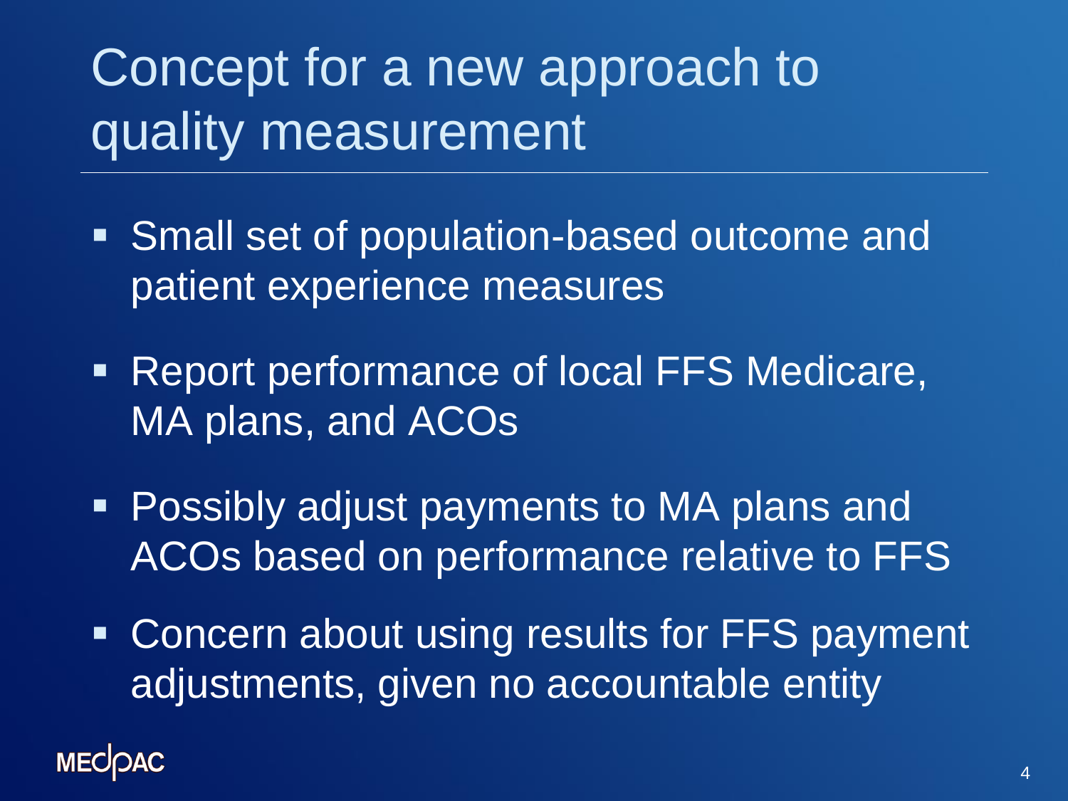# Concept for a new approach to quality measurement

- Small set of population-based outcome and patient experience measures
- Report performance of local FFS Medicare, MA plans, and ACOs
- Possibly adjust payments to MA plans and ACOs based on performance relative to FFS
- Concern about using results for FFS payment adjustments, given no accountable entity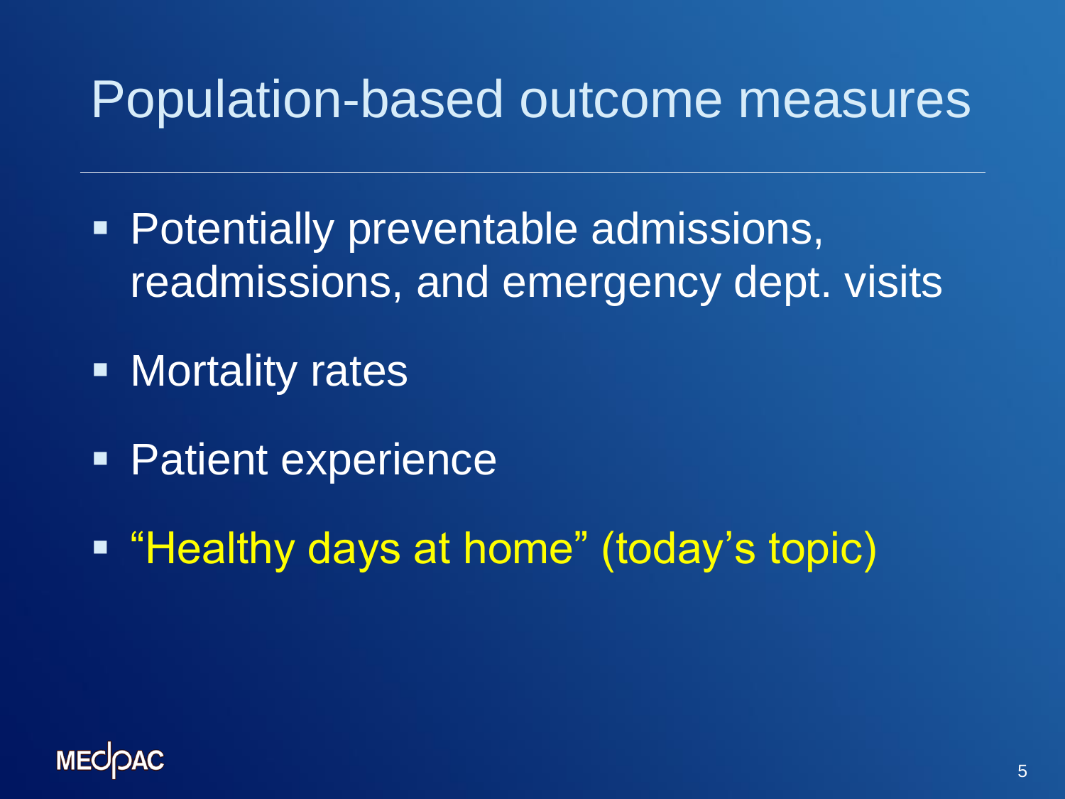# Population-based outcome measures

- Potentially preventable admissions, readmissions, and emergency dept. visits
- Mortality rates
- Patient experience
- "Healthy days at home" (today's topic)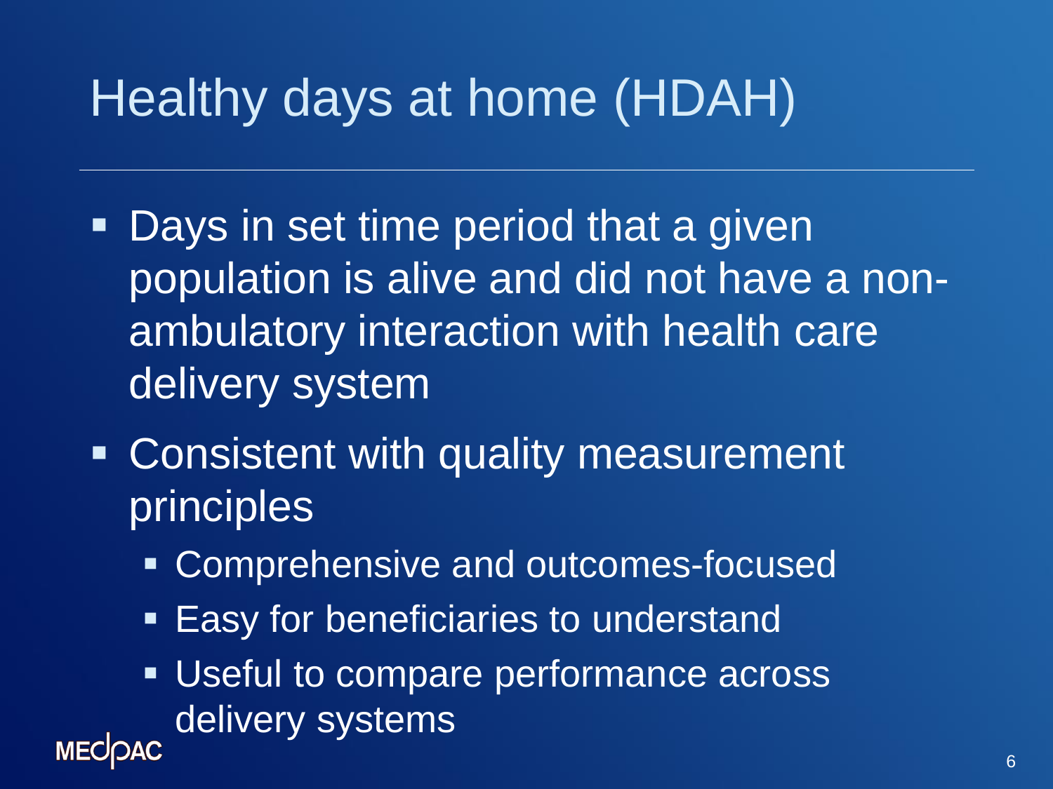# Healthy days at home (HDAH)

- Days in set time period that a given population is alive and did not have a non-ambulatory interaction with health care delivery system
- Consistent with quality measurement principles
  - Comprehensive and outcomes-focused
  - Easy for beneficiaries to understand
  - Useful to compare performance across delivery systems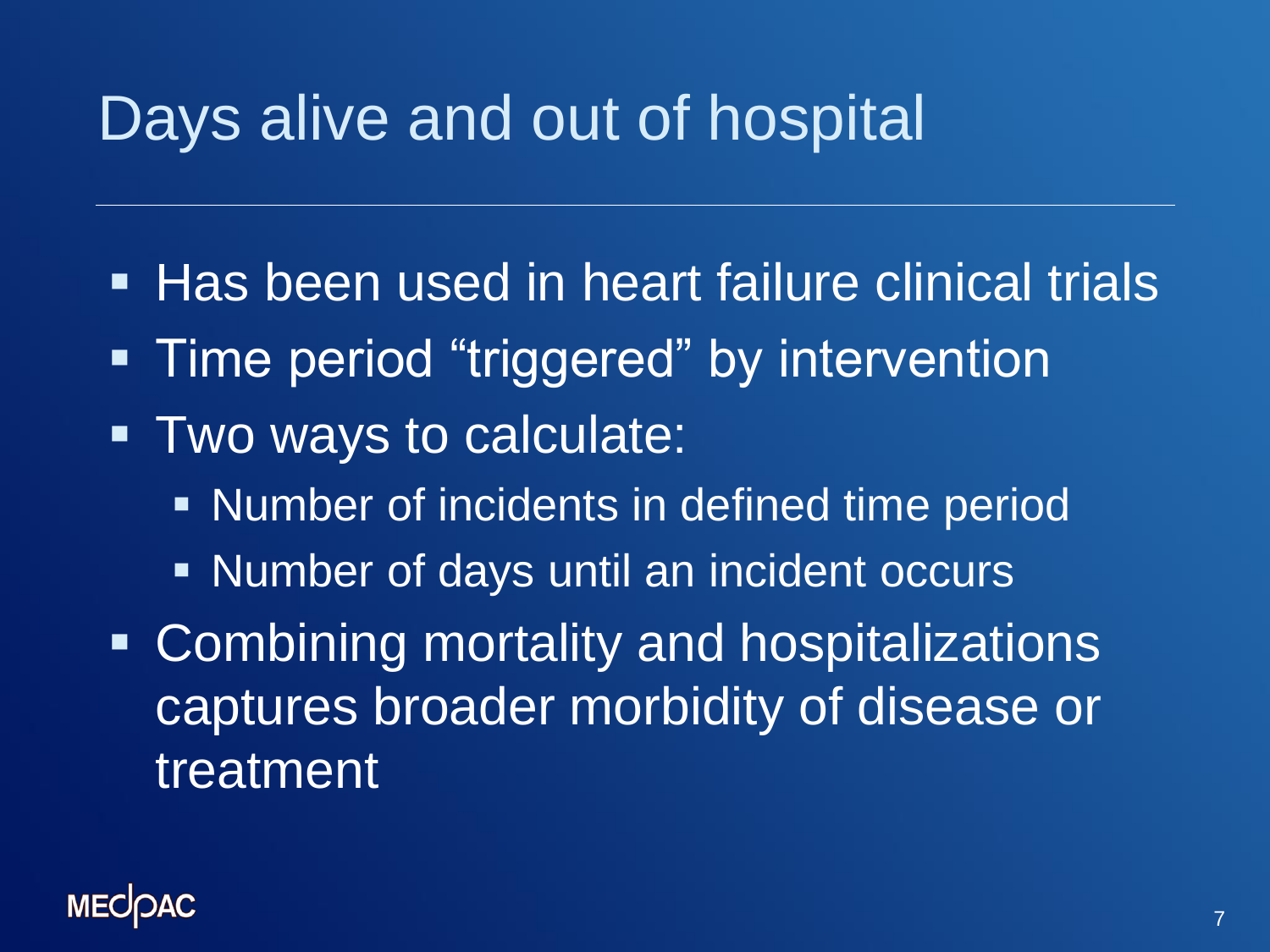# Days alive and out of hospital

- Has been used in heart failure clinical trials
- Time period “triggered” by intervention
- Two ways to calculate:
  - Number of incidents in defined time period
  - Number of days until an incident occurs
- Combining mortality and hospitalizations captures broader morbidity of disease or treatment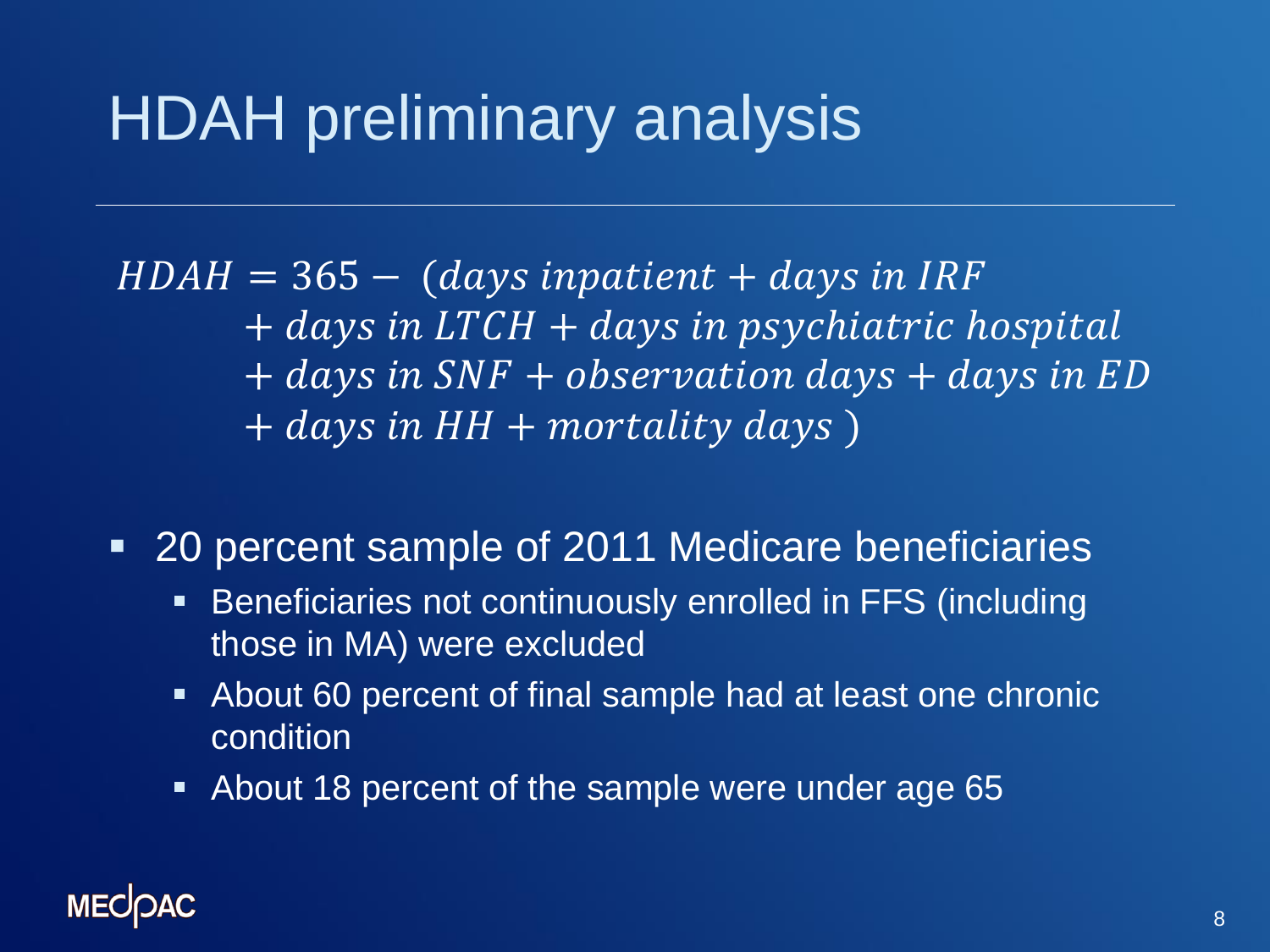# HDAH preliminary analysis

$$
\begin{aligned}
HDAH = 365 - \ (&days\ inpatient + days\ in\ IRF \\
&+ days\ in\ LTCH + days\ in\ psychiatric\ hospital \\
&+ days\ in\ SNF + observation\ days + days\ in\ ED \\
&+ days\ in\ HH + mortality\ days\ )
\end{aligned}
$$

- 20 percent sample of 2011 Medicare beneficiaries
  - Beneficiaries not continuously enrolled in FFS (including those in MA) were excluded
  - About 60 percent of final sample had at least one chronic condition
  - About 18 percent of the sample were under age 65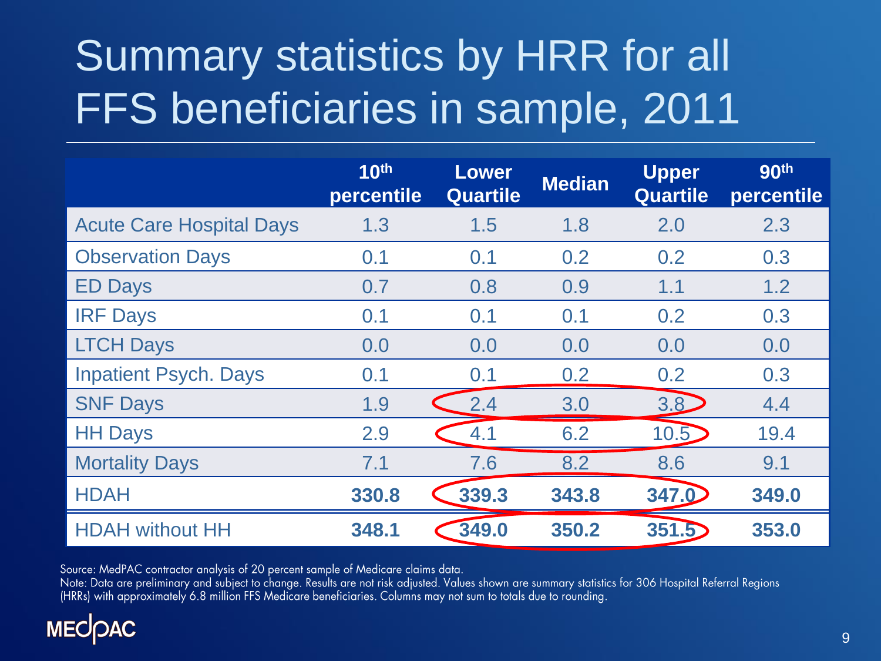# Summary statistics by HRR for all FFS beneficiaries in sample, 2011

| | 10th percentile | Lower Quartile | Median | Upper Quartile | 90th percentile |
|---|---|---|---|---|---|
| Acute Care Hospital Days | 1.3 | 1.5 | 1.8 | 2.0 | 2.3 |
| Observation Days | 0.1 | 0.1 | 0.2 | 0.2 | 0.3 |
| ED Days | 0.7 | 0.8 | 0.9 | 1.1 | 1.2 |
| IRF Days | 0.1 | 0.1 | 0.1 | 0.2 | 0.3 |
| LTCH Days | 0.0 | 0.0 | 0.0 | 0.0 | 0.0 |
| Inpatient Psych. Days | 0.1 | 0.1 | 0.2 | 0.2 | 0.3 |
| SNF Days | 1.9 | 2.4 | 3.0 | 3.8 | 4.4 |
| HH Days | 2.9 | 4.1 | 6.2 | 10.5 | 19.4 |
| Mortality Days | 7.1 | 7.6 | 8.2 | 8.6 | 9.1 |
| **HDAH** | **330.8** | **339.3** | **343.8** | **347.0** | **349.0** |
| **HDAH without HH** | **348.1** | **349.0** | **350.2** | **351.5** | **353.0** |

Source: MedPAC contractor analysis of 20 percent sample of Medicare claims data.
Note: Data are preliminary and subject to change. Results are not risk adjusted. Values shown are summary statistics for 306 Hospital Referral Regions (HRRs) with approximately 6.8 million FFS Medicare beneficiaries. Columns may not sum to totals due to rounding.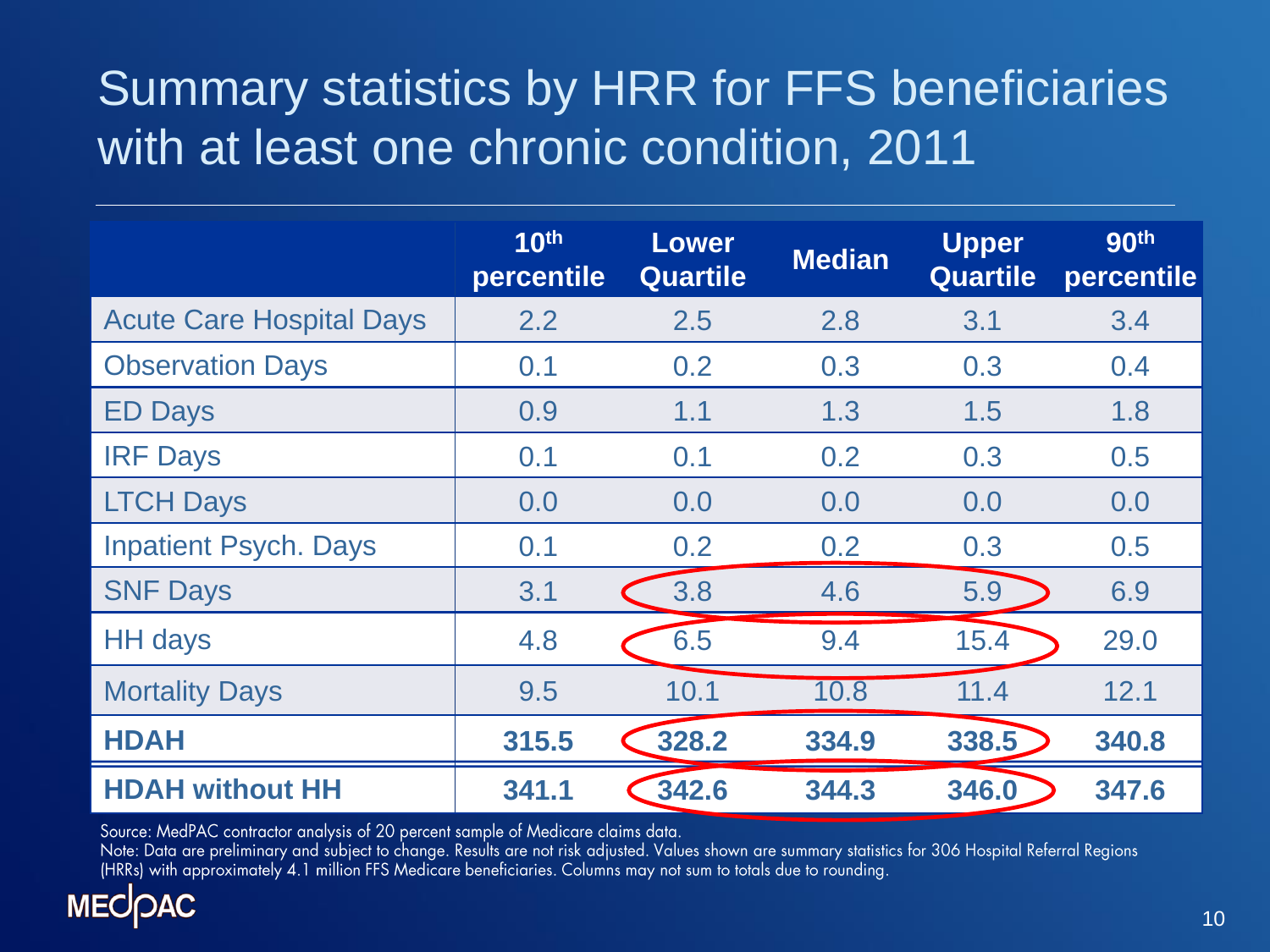# Summary statistics by HRR for FFS beneficiaries with at least one chronic condition, 2011

| | 10th percentile | Lower Quartile | Median | Upper Quartile | 90th percentile |
|---|---|---|---|---|---|
| Acute Care Hospital Days | 2.2 | 2.5 | 2.8 | 3.1 | 3.4 |
| Observation Days | 0.1 | 0.2 | 0.3 | 0.3 | 0.4 |
| ED Days | 0.9 | 1.1 | 1.3 | 1.5 | 1.8 |
| IRF Days | 0.1 | 0.1 | 0.2 | 0.3 | 0.5 |
| LTCH Days | 0.0 | 0.0 | 0.0 | 0.0 | 0.0 |
| Inpatient Psych. Days | 0.1 | 0.2 | 0.2 | 0.3 | 0.5 |
| SNF Days | 3.1 | 3.8 | 4.6 | 5.9 | 6.9 |
| HH days | 4.8 | 6.5 | 9.4 | 15.4 | 29.0 |
| Mortality Days | 9.5 | 10.1 | 10.8 | 11.4 | 12.1 |
| **HDAH** | **315.5** | **328.2** | **334.9** | **338.5** | **340.8** |
| **HDAH without HH** | **341.1** | **342.6** | **344.3** | **346.0** | **347.6** |

Source: MedPAC contractor analysis of 20 percent sample of Medicare claims data.
Note: Data are preliminary and subject to change. Results are not risk adjusted. Values shown are summary statistics for 306 Hospital Referral Regions (HRRs) with approximately 4.1 million FFS Medicare beneficiaries. Columns may not sum to totals due to rounding.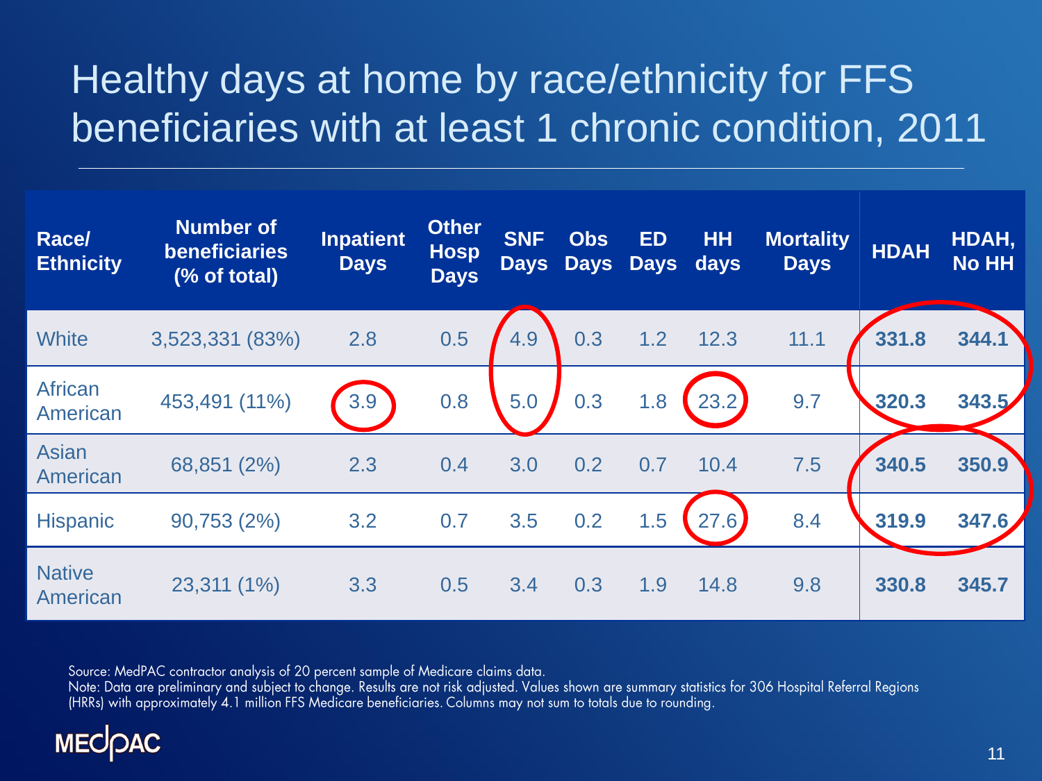# Healthy days at home by race/ethnicity for FFS beneficiaries with at least 1 chronic condition, 2011

| Race/ Ethnicity | Number of beneficiaries (% of total) | Inpatient Days | Other Hosp Days | SNF Days | Obs Days | ED Days | HH days | Mortality Days | HDAH | HDAH, No HH |
|---|---|---|---|---|---|---|---|---|---|---|
| White | 3,523,331 (83%) | 2.8 | 0.5 | 4.9 | 0.3 | 1.2 | 12.3 | 11.1 | **331.8** | **344.1** |
| African American | 453,491 (11%) | 3.9 | 0.8 | 5.0 | 0.3 | 1.8 | 23.2 | 9.7 | **320.3** | **343.5** |
| Asian American | 68,851 (2%) | 2.3 | 0.4 | 3.0 | 0.2 | 0.7 | 10.4 | 7.5 | **340.5** | **350.9** |
| Hispanic | 90,753 (2%) | 3.2 | 0.7 | 3.5 | 0.2 | 1.5 | 27.6 | 8.4 | **319.9** | **347.6** |
| Native American | 23,311 (1%) | 3.3 | 0.5 | 3.4 | 0.3 | 1.9 | 14.8 | 9.8 | **330.8** | **345.7** |

Source: MedPAC contractor analysis of 20 percent sample of Medicare claims data.
Note: Data are preliminary and subject to change. Results are not risk adjusted. Values shown are summary statistics for 306 Hospital Referral Regions (HRRs) with approximately 4.1 million FFS Medicare beneficiaries. Columns may not sum to totals due to rounding.

MEDPAC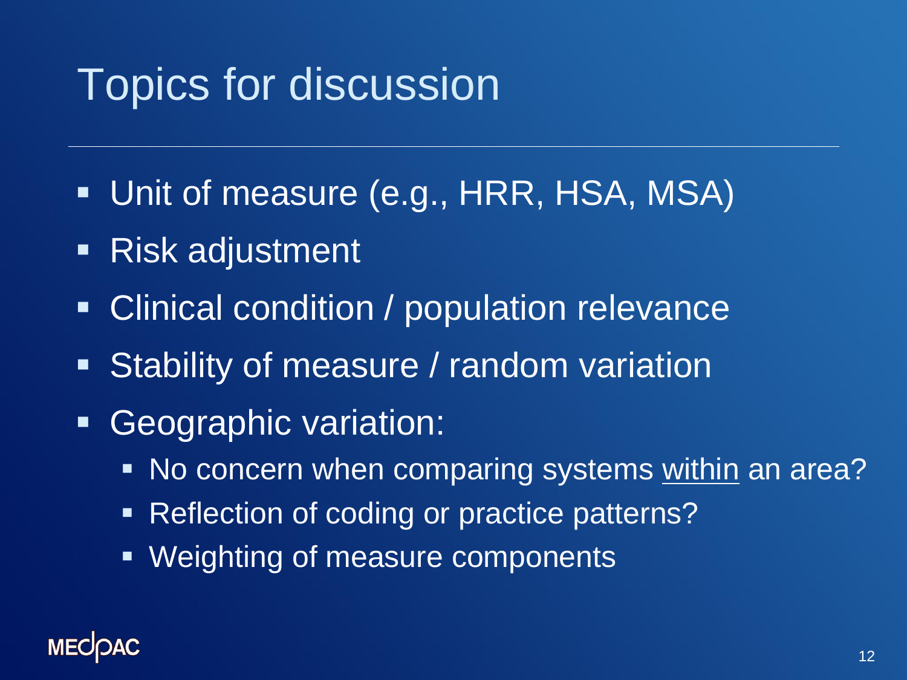# Topics for discussion

- Unit of measure (e.g., HRR, HSA, MSA)
- Risk adjustment
- Clinical condition / population relevance
- Stability of measure / random variation
- Geographic variation:
  - No concern when comparing systems <u>within</u> an area?
  - Reflection of coding or practice patterns?
  - Weighting of measure components

MEDPAC